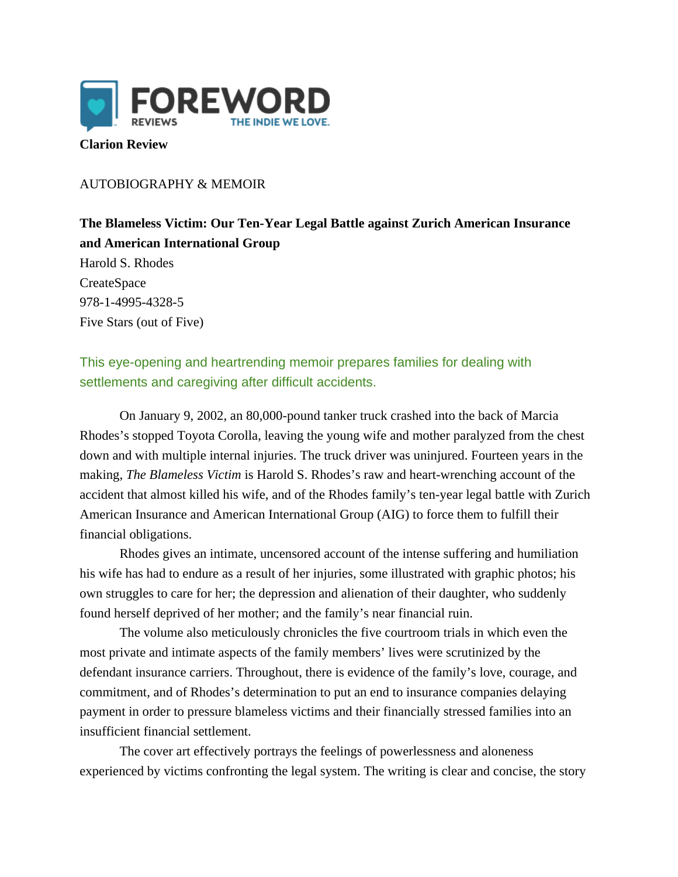FOREWORD REVIEWS THE INDIE WE LOVE.

**Clarion Review**

AUTOBIOGRAPHY & MEMOIR

**The Blameless Victim: Our Ten-Year Legal Battle against Zurich American Insurance and American International Group**
Harold S. Rhodes
CreateSpace
978-1-4995-4328-5
Five Stars (out of Five)

This eye-opening and heartrending memoir prepares families for dealing with settlements and caregiving after difficult accidents.

On January 9, 2002, an 80,000-pound tanker truck crashed into the back of Marcia Rhodes's stopped Toyota Corolla, leaving the young wife and mother paralyzed from the chest down and with multiple internal injuries. The truck driver was uninjured. Fourteen years in the making, *The Blameless Victim* is Harold S. Rhodes's raw and heart-wrenching account of the accident that almost killed his wife, and of the Rhodes family's ten-year legal battle with Zurich American Insurance and American International Group (AIG) to force them to fulfill their financial obligations.

Rhodes gives an intimate, uncensored account of the intense suffering and humiliation his wife has had to endure as a result of her injuries, some illustrated with graphic photos; his own struggles to care for her; the depression and alienation of their daughter, who suddenly found herself deprived of her mother; and the family's near financial ruin.

The volume also meticulously chronicles the five courtroom trials in which even the most private and intimate aspects of the family members' lives were scrutinized by the defendant insurance carriers. Throughout, there is evidence of the family's love, courage, and commitment, and of Rhodes's determination to put an end to insurance companies delaying payment in order to pressure blameless victims and their financially stressed families into an insufficient financial settlement.

The cover art effectively portrays the feelings of powerlessness and aloneness experienced by victims confronting the legal system. The writing is clear and concise, the story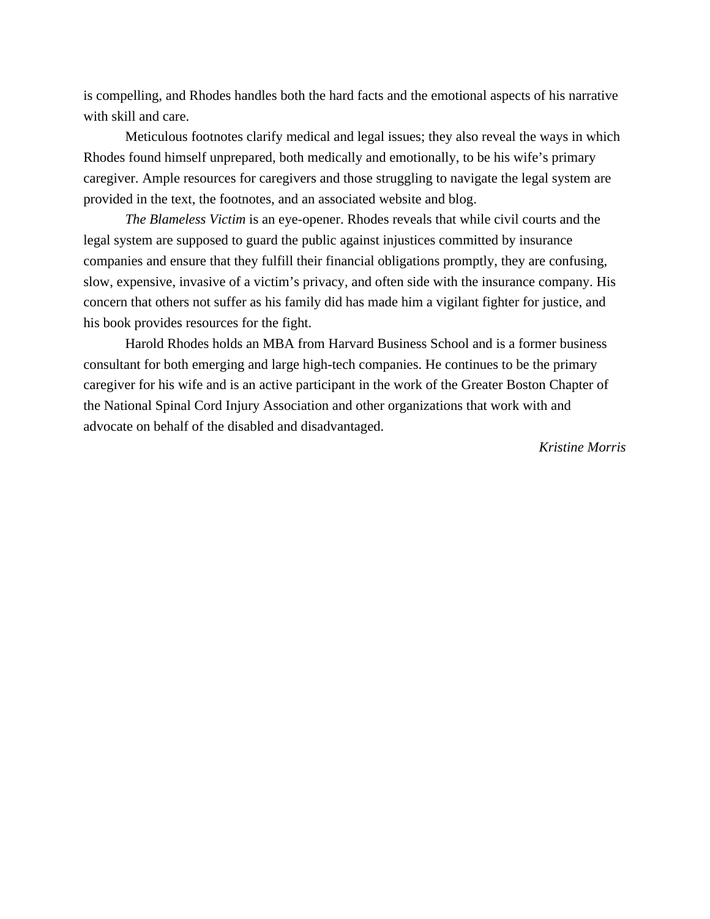is compelling, and Rhodes handles both the hard facts and the emotional aspects of his narrative with skill and care.

Meticulous footnotes clarify medical and legal issues; they also reveal the ways in which Rhodes found himself unprepared, both medically and emotionally, to be his wife's primary caregiver. Ample resources for caregivers and those struggling to navigate the legal system are provided in the text, the footnotes, and an associated website and blog.

*The Blameless Victim* is an eye-opener. Rhodes reveals that while civil courts and the legal system are supposed to guard the public against injustices committed by insurance companies and ensure that they fulfill their financial obligations promptly, they are confusing, slow, expensive, invasive of a victim's privacy, and often side with the insurance company. His concern that others not suffer as his family did has made him a vigilant fighter for justice, and his book provides resources for the fight.

Harold Rhodes holds an MBA from Harvard Business School and is a former business consultant for both emerging and large high-tech companies. He continues to be the primary caregiver for his wife and is an active participant in the work of the Greater Boston Chapter of the National Spinal Cord Injury Association and other organizations that work with and advocate on behalf of the disabled and disadvantaged.

*Kristine Morris*